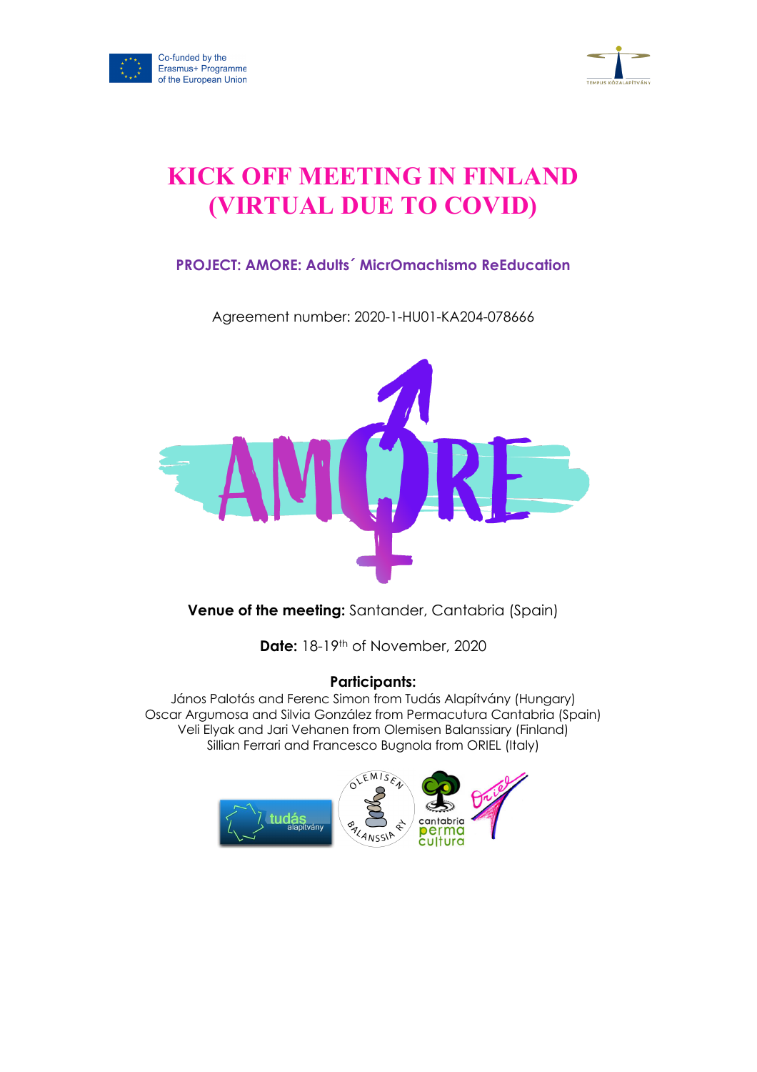Co-funded by the Erasmus+ Programme of the European Union

# KICK OFF MEETING IN FINLAND (VIRTUAL DUE TO COVID)

## PROJECT: AMORE: Adults´ MicrOmachismo ReEducation

Agreement number: 2020-1-HU01-KA204-078666

**Venue of the meeting:** Santander, Cantabria (Spain)

**Date:** 18-19th of November, 2020

**Participants:**

János Palotás and Ferenc Simon from Tudás Alapítvány (Hungary)
Oscar Argumosa and Silvia González from Permacutura Cantabria (Spain)
Veli Elyak and Jari Vehanen from Olemisen Balanssiary (Finland)
Sillian Ferrari and Francesco Bugnola from ORIEL (Italy)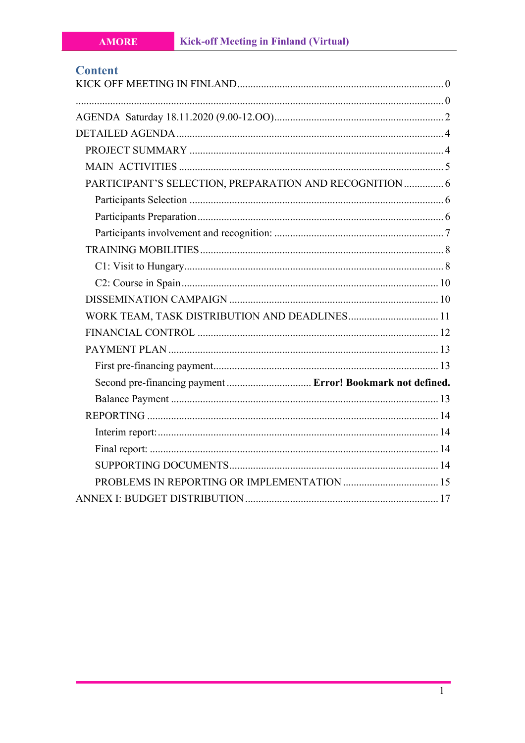## Content

KICK OFF MEETING IN FINLAND ............................................................ 0

............................................................................................................ 0

AGENDA Saturday 18.11.2020 (9.00-12.OO) ............................................... 2

DETAILED AGENDA ................................................................................ 4

- PROJECT SUMMARY ........................................................................ 4
- MAIN ACTIVITIES ........................................................................... 5
- PARTICIPANT'S SELECTION, PREPARATION AND RECOGNITION ............... 6
  - Participants Selection ................................................................ 6
  - Participants Preparation ............................................................. 6
  - Participants involvement and recognition: ..................................... 7
- TRAINING MOBILITIES ..................................................................... 8
  - C1: Visit to Hungary .................................................................. 8
  - C2: Course in Spain ................................................................... 10
- DISSEMINATION CAMPAIGN ............................................................. 10
- WORK TEAM, TASK DISTRIBUTION AND DEADLINES ................................. 11
- FINANCIAL CONTROL ...................................................................... 12
- PAYMENT PLAN ............................................................................. 13
  - First pre-financing payment ......................................................... 13
  - Second pre-financing payment ................................ **Error! Bookmark not defined.**
  - Balance Payment ....................................................................... 13
- REPORTING ................................................................................... 14
  - Interim report: ........................................................................... 14
  - Final report: .............................................................................. 14
  - SUPPORTING DOCUMENTS ........................................................... 14
  - PROBLEMS IN REPORTING OR IMPLEMENTATION ............................... 15

ANNEX I: BUDGET DISTRIBUTION .............................................................. 17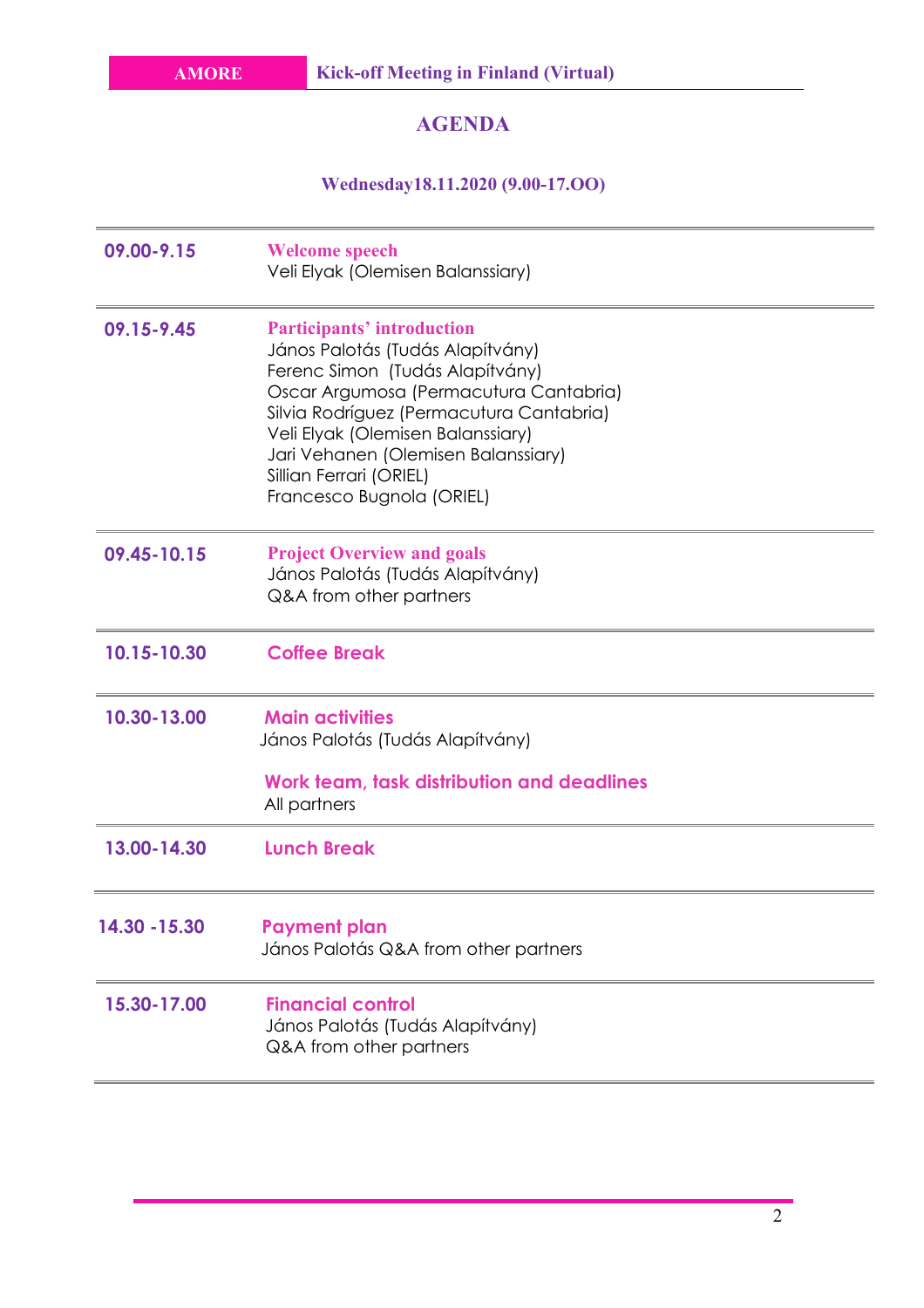## AGENDA

### Wednesday18.11.2020 (9.00-17.OO)

| | |
|---|---|
| **09.00-9.15** | **Welcome speech**<br>Veli Elyak (Olemisen Balanssiary) |
| **09.15-9.45** | **Participants' introduction**<br>János Palotás (Tudás Alapítvány)<br>Ferenc Simon (Tudás Alapítvány)<br>Oscar Argumosa (Permacutura Cantabria)<br>Silvia Rodríguez (Permacutura Cantabria)<br>Veli Elyak (Olemisen Balanssiary)<br>Jari Vehanen (Olemisen Balanssiary)<br>Sillian Ferrari (ORIEL)<br>Francesco Bugnola (ORIEL) |
| **09.45-10.15** | **Project Overview and goals**<br>János Palotás (Tudás Alapítvány)<br>Q&A from other partners |
| **10.15-10.30** | **Coffee Break** |
| **10.30-13.00** | **Main activities**<br>János Palotás (Tudás Alapítvány)<br><br>**Work team, task distribution and deadlines**<br>All partners |
| **13.00-14.30** | **Lunch Break** |
| **14.30 -15.30** | **Payment plan**<br>János Palotás Q&A from other partners |
| **15.30-17.00** | **Financial control**<br>János Palotás (Tudás Alapítvány)<br>Q&A from other partners |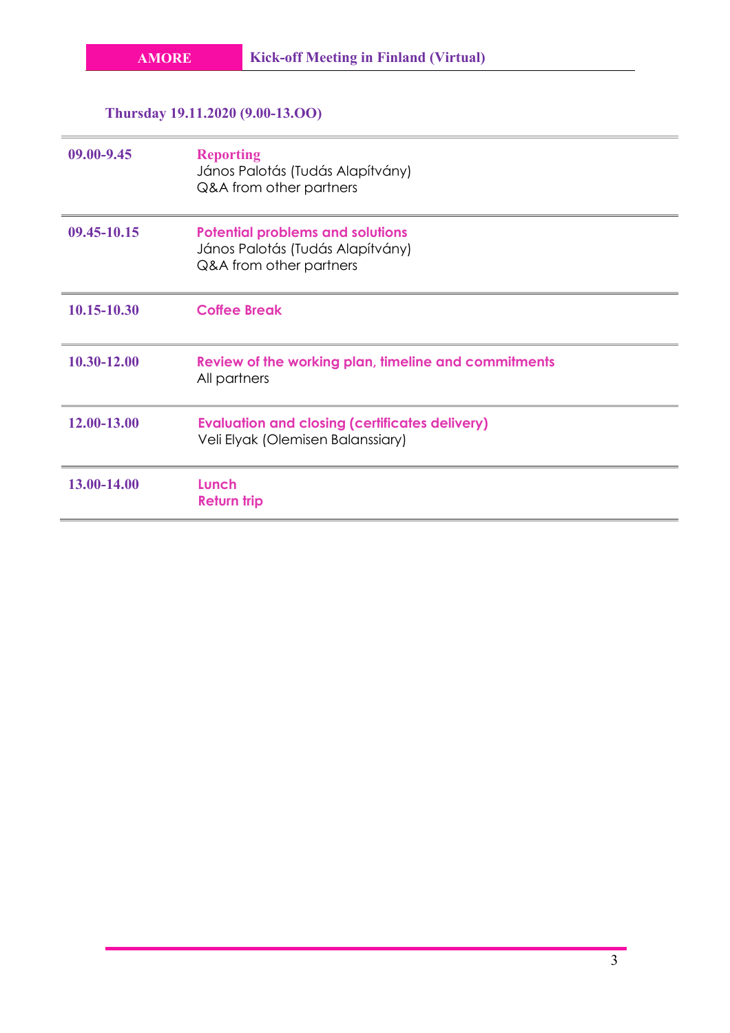### Thursday 19.11.2020 (9.00-13.OO)

| Time | Session |
|---|---|
| 09.00-9.45 | **Reporting**<br>János Palotás (Tudás Alapítvány)<br>Q&A from other partners |
| 09.45-10.15 | **Potential problems and solutions**<br>János Palotás (Tudás Alapítvány)<br>Q&A from other partners |
| 10.15-10.30 | **Coffee Break** |
| 10.30-12.00 | **Review of the working plan, timeline and commitments**<br>All partners |
| 12.00-13.00 | **Evaluation and closing (certificates delivery)**<br>Veli Elyak (Olemisen Balanssiary) |
| 13.00-14.00 | **Lunch**<br>**Return trip** |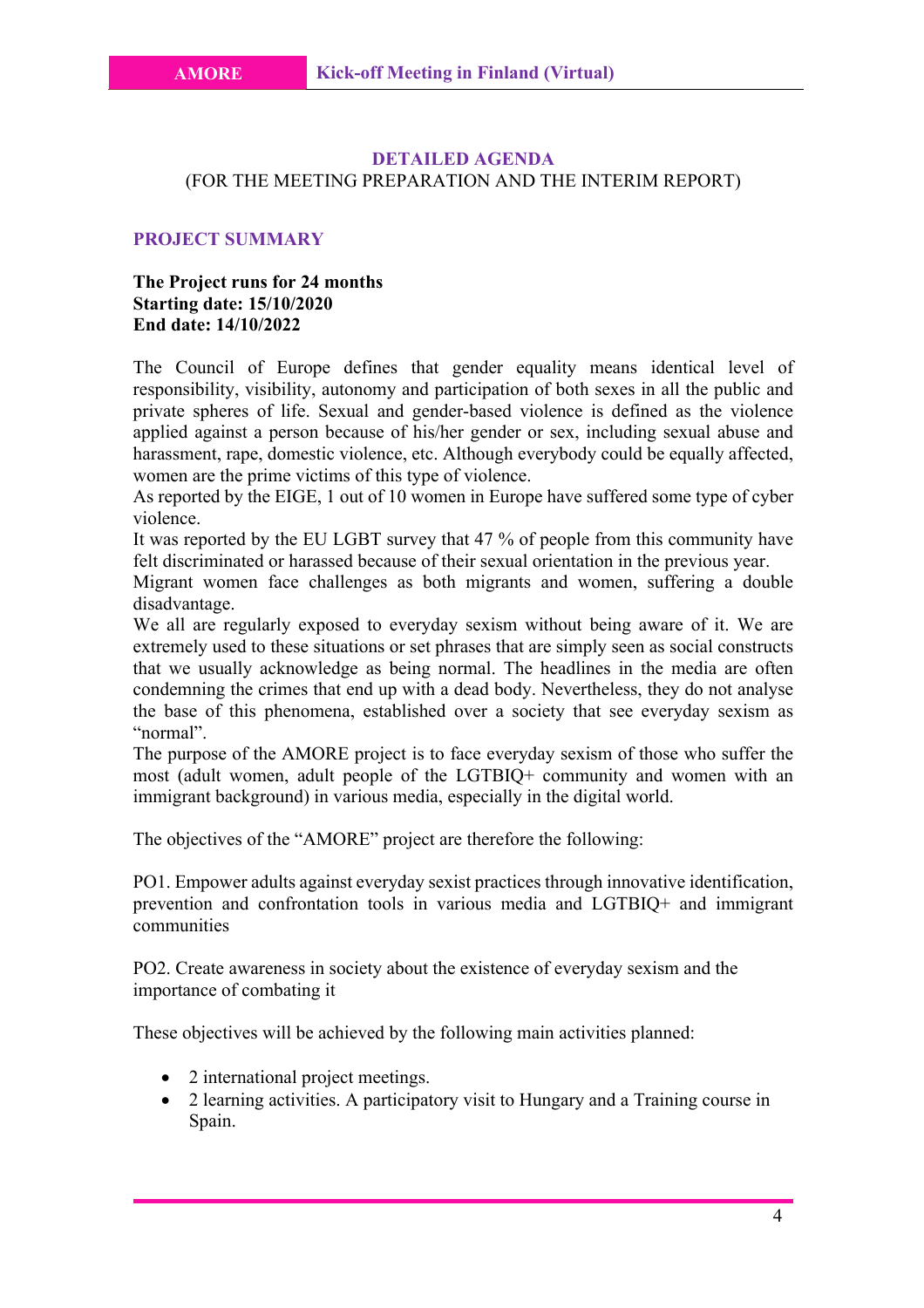## DETAILED AGENDA

(FOR THE MEETING PREPARATION AND THE INTERIM REPORT)

### PROJECT SUMMARY

**The Project runs for 24 months**
**Starting date: 15/10/2020**
**End date: 14/10/2022**

The Council of Europe defines that gender equality means identical level of responsibility, visibility, autonomy and participation of both sexes in all the public and private spheres of life. Sexual and gender-based violence is defined as the violence applied against a person because of his/her gender or sex, including sexual abuse and harassment, rape, domestic violence, etc. Although everybody could be equally affected, women are the prime victims of this type of violence.
As reported by the EIGE, 1 out of 10 women in Europe have suffered some type of cyber violence.
It was reported by the EU LGBT survey that 47 % of people from this community have felt discriminated or harassed because of their sexual orientation in the previous year.
Migrant women face challenges as both migrants and women, suffering a double disadvantage.
We all are regularly exposed to everyday sexism without being aware of it. We are extremely used to these situations or set phrases that are simply seen as social constructs that we usually acknowledge as being normal. The headlines in the media are often condemning the crimes that end up with a dead body. Nevertheless, they do not analyse the base of this phenomena, established over a society that see everyday sexism as "normal".
The purpose of the AMORE project is to face everyday sexism of those who suffer the most (adult women, adult people of the LGTBIQ+ community and women with an immigrant background) in various media, especially in the digital world.

The objectives of the "AMORE" project are therefore the following:

PO1. Empower adults against everyday sexist practices through innovative identification, prevention and confrontation tools in various media and LGTBIQ+ and immigrant communities

PO2. Create awareness in society about the existence of everyday sexism and the importance of combating it

These objectives will be achieved by the following main activities planned:

- 2 international project meetings.
- 2 learning activities. A participatory visit to Hungary and a Training course in Spain.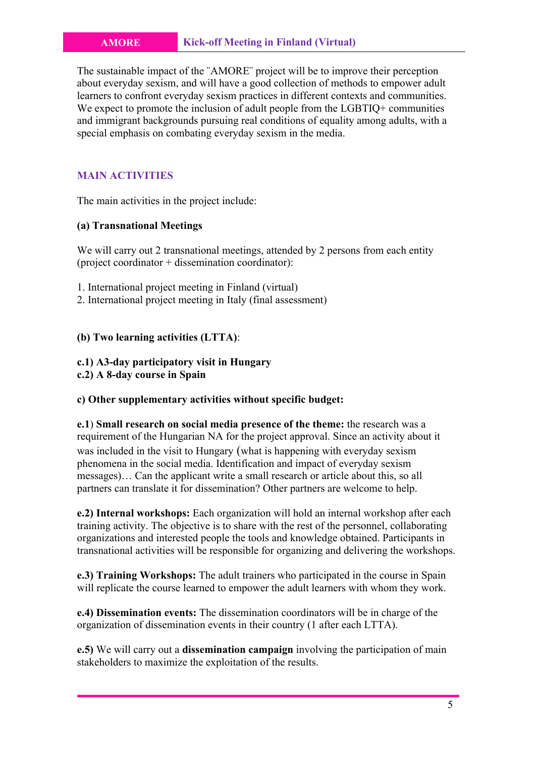The sustainable impact of the ¨AMORE¨ project will be to improve their perception about everyday sexism, and will have a good collection of methods to empower adult learners to confront everyday sexism practices in different contexts and communities. We expect to promote the inclusion of adult people from the LGBTIQ+ communities and immigrant backgrounds pursuing real conditions of equality among adults, with a special emphasis on combating everyday sexism in the media.

## MAIN ACTIVITIES

The main activities in the project include:

**(a) Transnational Meetings**

We will carry out 2 transnational meetings, attended by 2 persons from each entity (project coordinator + dissemination coordinator):

1. International project meeting in Finland (virtual)
2. International project meeting in Italy (final assessment)

**(b) Two learning activities (LTTA)**:

**c.1) A3-day participatory visit in Hungary**
**c.2) A 8-day course in Spain**

**c) Other supplementary activities without specific budget:**

**e.1**) **Small research on social media presence of the theme:** the research was a requirement of the Hungarian NA for the project approval. Since an activity about it was included in the visit to Hungary (what is happening with everyday sexism phenomena in the social media. Identification and impact of everyday sexism messages)… Can the applicant write a small research or article about this, so all partners can translate it for dissemination? Other partners are welcome to help.

**e.2) Internal workshops:** Each organization will hold an internal workshop after each training activity. The objective is to share with the rest of the personnel, collaborating organizations and interested people the tools and knowledge obtained. Participants in transnational activities will be responsible for organizing and delivering the workshops.

**e.3) Training Workshops:** The adult trainers who participated in the course in Spain will replicate the course learned to empower the adult learners with whom they work.

**e.4) Dissemination events:** The dissemination coordinators will be in charge of the organization of dissemination events in their country (1 after each LTTA).

**e.5)** We will carry out a **dissemination campaign** involving the participation of main stakeholders to maximize the exploitation of the results.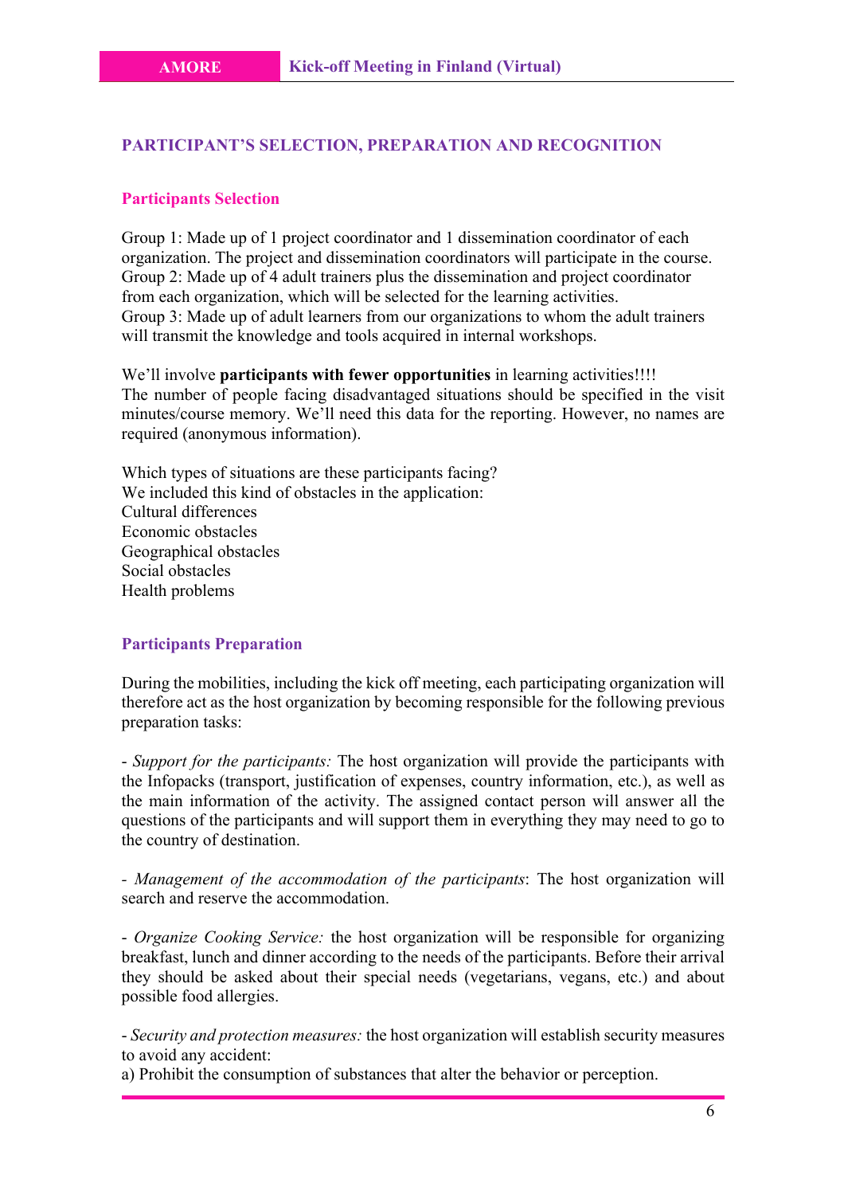## PARTICIPANT'S SELECTION, PREPARATION AND RECOGNITION

### Participants Selection

Group 1: Made up of 1 project coordinator and 1 dissemination coordinator of each organization. The project and dissemination coordinators will participate in the course.
Group 2: Made up of 4 adult trainers plus the dissemination and project coordinator from each organization, which will be selected for the learning activities.
Group 3: Made up of adult learners from our organizations to whom the adult trainers will transmit the knowledge and tools acquired in internal workshops.

We'll involve **participants with fewer opportunities** in learning activities!!!!
The number of people facing disadvantaged situations should be specified in the visit minutes/course memory. We'll need this data for the reporting. However, no names are required (anonymous information).

Which types of situations are these participants facing?
We included this kind of obstacles in the application:
Cultural differences
Economic obstacles
Geographical obstacles
Social obstacles
Health problems

### Participants Preparation

During the mobilities, including the kick off meeting, each participating organization will therefore act as the host organization by becoming responsible for the following previous preparation tasks:

- *Support for the participants:* The host organization will provide the participants with the Infopacks (transport, justification of expenses, country information, etc.), as well as the main information of the activity. The assigned contact person will answer all the questions of the participants and will support them in everything they may need to go to the country of destination.

- *Management of the accommodation of the participants*: The host organization will search and reserve the accommodation.

- *Organize Cooking Service:* the host organization will be responsible for organizing breakfast, lunch and dinner according to the needs of the participants. Before their arrival they should be asked about their special needs (vegetarians, vegans, etc.) and about possible food allergies.

- *Security and protection measures:* the host organization will establish security measures to avoid any accident:
a) Prohibit the consumption of substances that alter the behavior or perception.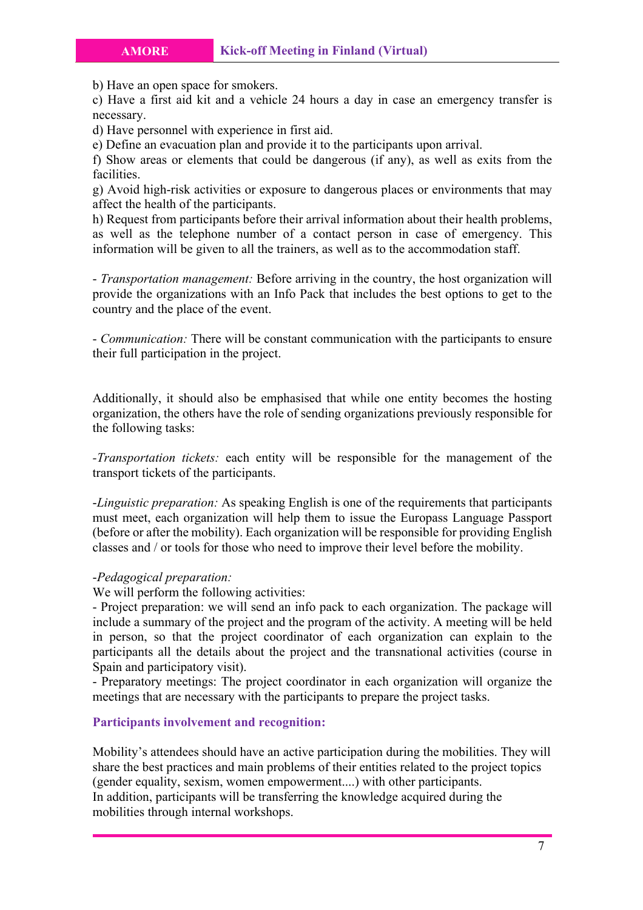b) Have an open space for smokers.
c) Have a first aid kit and a vehicle 24 hours a day in case an emergency transfer is necessary.
d) Have personnel with experience in first aid.
e) Define an evacuation plan and provide it to the participants upon arrival.
f) Show areas or elements that could be dangerous (if any), as well as exits from the facilities.
g) Avoid high-risk activities or exposure to dangerous places or environments that may affect the health of the participants.
h) Request from participants before their arrival information about their health problems, as well as the telephone number of a contact person in case of emergency. This information will be given to all the trainers, as well as to the accommodation staff.

- *Transportation management:* Before arriving in the country, the host organization will provide the organizations with an Info Pack that includes the best options to get to the country and the place of the event.

- *Communication:* There will be constant communication with the participants to ensure their full participation in the project.

Additionally, it should also be emphasised that while one entity becomes the hosting organization, the others have the role of sending organizations previously responsible for the following tasks:

-*Transportation tickets:* each entity will be responsible for the management of the transport tickets of the participants.

-*Linguistic preparation:* As speaking English is one of the requirements that participants must meet, each organization will help them to issue the Europass Language Passport (before or after the mobility). Each organization will be responsible for providing English classes and / or tools for those who need to improve their level before the mobility.

-*Pedagogical preparation:*
We will perform the following activities:
- Project preparation: we will send an info pack to each organization. The package will include a summary of the project and the program of the activity. A meeting will be held in person, so that the project coordinator of each organization can explain to the participants all the details about the project and the transnational activities (course in Spain and participatory visit).
- Preparatory meetings: The project coordinator in each organization will organize the meetings that are necessary with the participants to prepare the project tasks.

**Participants involvement and recognition:**

Mobility's attendees should have an active participation during the mobilities. They will share the best practices and main problems of their entities related to the project topics (gender equality, sexism, women empowerment....) with other participants.
In addition, participants will be transferring the knowledge acquired during the mobilities through internal workshops.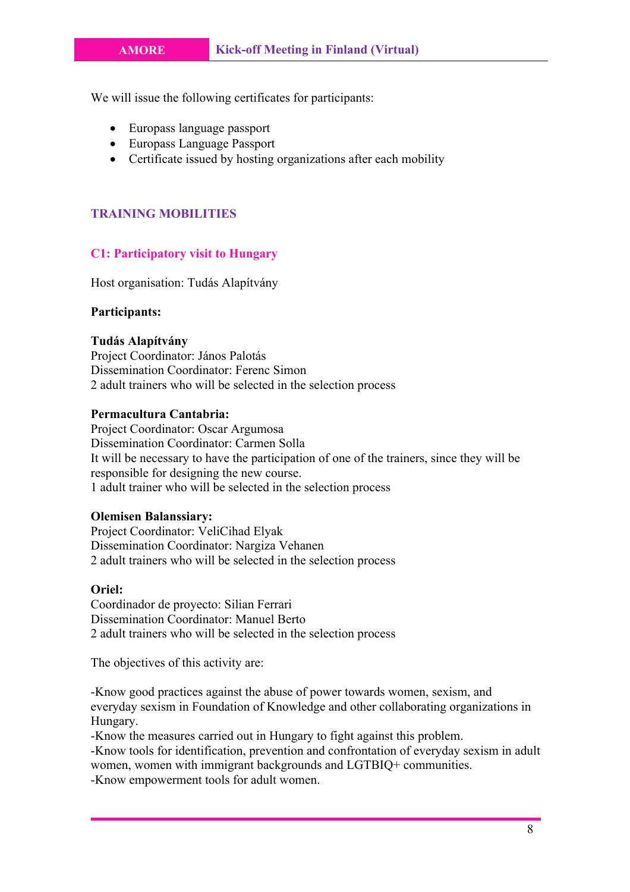We will issue the following certificates for participants:

- Europass language passport
- Europass Language Passport
- Certificate issued by hosting organizations after each mobility

## TRAINING MOBILITIES

### C1: Participatory visit to Hungary

Host organisation: Tudás Alapítvány

**Participants:**

**Tudás Alapítvány**
Project Coordinator: János Palotás
Dissemination Coordinator: Ferenc Simon
2 adult trainers who will be selected in the selection process

**Permacultura Cantabria:**
Project Coordinator: Oscar Argumosa
Dissemination Coordinator: Carmen Solla
It will be necessary to have the participation of one of the trainers, since they will be responsible for designing the new course.
1 adult trainer who will be selected in the selection process

**Olemisen Balanssiary:**
Project Coordinator: VeliCihad Elyak
Dissemination Coordinator: Nargiza Vehanen
2 adult trainers who will be selected in the selection process

**Oriel:**
Coordinador de proyecto: Silian Ferrari
Dissemination Coordinator: Manuel Berto
2 adult trainers who will be selected in the selection process

The objectives of this activity are:

-Know good practices against the abuse of power towards women, sexism, and everyday sexism in Foundation of Knowledge and other collaborating organizations in Hungary.
-Know the measures carried out in Hungary to fight against this problem.
-Know tools for identification, prevention and confrontation of everyday sexism in adult women, women with immigrant backgrounds and LGTBIQ+ communities.
-Know empowerment tools for adult women.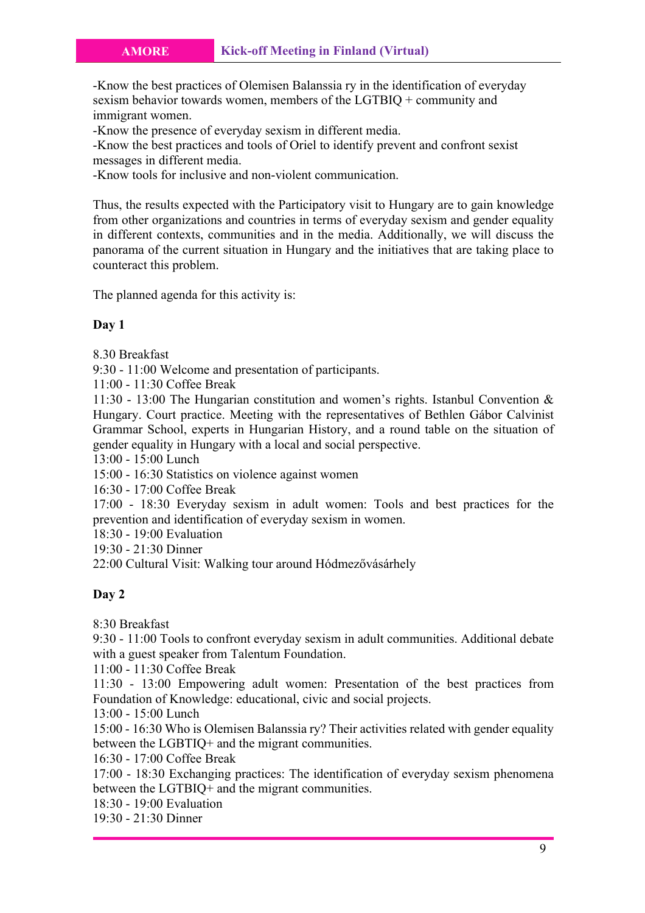-Know the best practices of Olemisen Balanssia ry in the identification of everyday sexism behavior towards women, members of the LGTBIQ + community and immigrant women.
-Know the presence of everyday sexism in different media.
-Know the best practices and tools of Oriel to identify prevent and confront sexist messages in different media.
-Know tools for inclusive and non-violent communication.

Thus, the results expected with the Participatory visit to Hungary are to gain knowledge from other organizations and countries in terms of everyday sexism and gender equality in different contexts, communities and in the media. Additionally, we will discuss the panorama of the current situation in Hungary and the initiatives that are taking place to counteract this problem.

The planned agenda for this activity is:

**Day 1**

8.30 Breakfast
9:30 - 11:00 Welcome and presentation of participants.
11:00 - 11:30 Coffee Break
11:30 - 13:00 The Hungarian constitution and women's rights. Istanbul Convention & Hungary. Court practice. Meeting with the representatives of Bethlen Gábor Calvinist Grammar School, experts in Hungarian History, and a round table on the situation of gender equality in Hungary with a local and social perspective.
13:00 - 15:00 Lunch
15:00 - 16:30 Statistics on violence against women
16:30 - 17:00 Coffee Break
17:00 - 18:30 Everyday sexism in adult women: Tools and best practices for the prevention and identification of everyday sexism in women.
18:30 - 19:00 Evaluation
19:30 - 21:30 Dinner
22:00 Cultural Visit: Walking tour around Hódmezővásárhely

**Day 2**

8:30 Breakfast
9:30 - 11:00 Tools to confront everyday sexism in adult communities. Additional debate with a guest speaker from Talentum Foundation.
11:00 - 11:30 Coffee Break
11:30 - 13:00 Empowering adult women: Presentation of the best practices from Foundation of Knowledge: educational, civic and social projects.
13:00 - 15:00 Lunch
15:00 - 16:30 Who is Olemisen Balanssia ry? Their activities related with gender equality between the LGBTIQ+ and the migrant communities.
16:30 - 17:00 Coffee Break
17:00 - 18:30 Exchanging practices: The identification of everyday sexism phenomena between the LGTBIQ+ and the migrant communities.
18:30 - 19:00 Evaluation
19:30 - 21:30 Dinner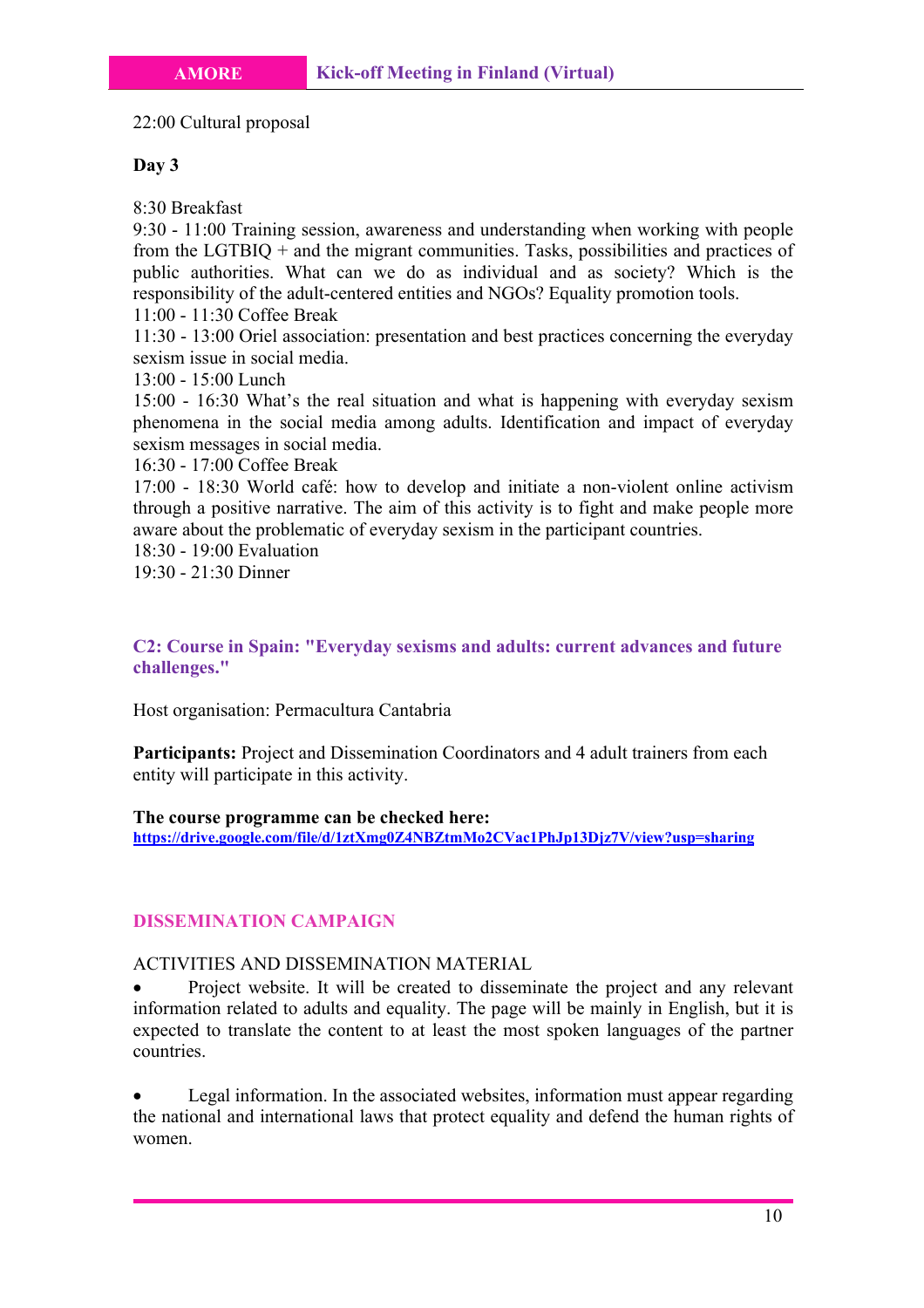22:00 Cultural proposal

**Day 3**

8:30 Breakfast
9:30 - 11:00 Training session, awareness and understanding when working with people from the LGTBIQ + and the migrant communities. Tasks, possibilities and practices of public authorities. What can we do as individual and as society? Which is the responsibility of the adult-centered entities and NGOs? Equality promotion tools.
11:00 - 11:30 Coffee Break
11:30 - 13:00 Oriel association: presentation and best practices concerning the everyday sexism issue in social media.
13:00 - 15:00 Lunch
15:00 - 16:30 What's the real situation and what is happening with everyday sexism phenomena in the social media among adults. Identification and impact of everyday sexism messages in social media.
16:30 - 17:00 Coffee Break
17:00 - 18:30 World café: how to develop and initiate a non-violent online activism through a positive narrative. The aim of this activity is to fight and make people more aware about the problematic of everyday sexism in the participant countries.
18:30 - 19:00 Evaluation
19:30 - 21:30 Dinner

### C2: Course in Spain: "Everyday sexisms and adults: current advances and future challenges."

Host organisation: Permacultura Cantabria

**Participants:** Project and Dissemination Coordinators and 4 adult trainers from each entity will participate in this activity.

**The course programme can be checked here:**
https://drive.google.com/file/d/1ztXmg0Z4NBZtmMo2CVac1PhJp13Djz7V/view?usp=sharing

## DISSEMINATION CAMPAIGN

ACTIVITIES AND DISSEMINATION MATERIAL

- Project website. It will be created to disseminate the project and any relevant information related to adults and equality. The page will be mainly in English, but it is expected to translate the content to at least the most spoken languages of the partner countries.

- Legal information. In the associated websites, information must appear regarding the national and international laws that protect equality and defend the human rights of women.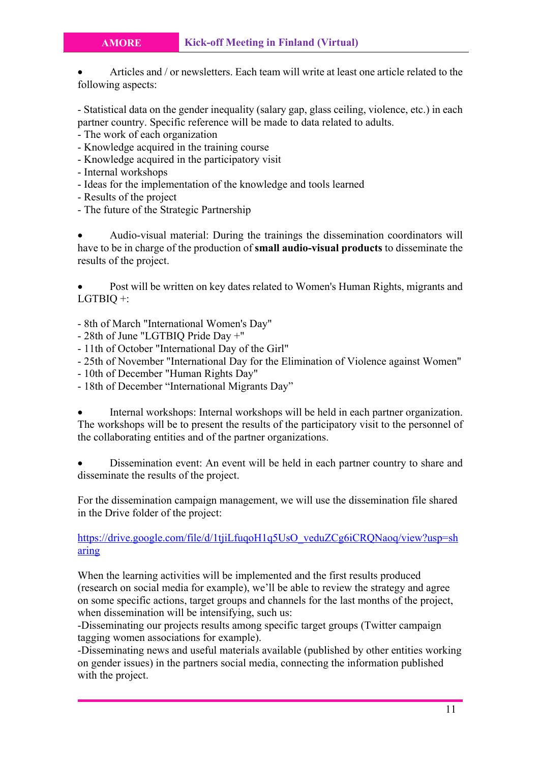- Articles and / or newsletters. Each team will write at least one article related to the following aspects:

- Statistical data on the gender inequality (salary gap, glass ceiling, violence, etc.) in each partner country. Specific reference will be made to data related to adults.
- The work of each organization
- Knowledge acquired in the training course
- Knowledge acquired in the participatory visit
- Internal workshops
- Ideas for the implementation of the knowledge and tools learned
- Results of the project
- The future of the Strategic Partnership

- Audio-visual material: During the trainings the dissemination coordinators will have to be in charge of the production of **small audio-visual products** to disseminate the results of the project.

- Post will be written on key dates related to Women's Human Rights, migrants and LGTBIQ +:

- 8th of March "International Women's Day"
- 28th of June "LGTBIQ Pride Day +"
- 11th of October "International Day of the Girl"
- 25th of November "International Day for the Elimination of Violence against Women"
- 10th of December "Human Rights Day"
- 18th of December "International Migrants Day"

- Internal workshops: Internal workshops will be held in each partner organization. The workshops will be to present the results of the participatory visit to the personnel of the collaborating entities and of the partner organizations.

- Dissemination event: An event will be held in each partner country to share and disseminate the results of the project.

For the dissemination campaign management, we will use the dissemination file shared in the Drive folder of the project:

https://drive.google.com/file/d/1tjiLfuqoH1q5UsO_veduZCg6iCRQNaoq/view?usp=sharing

When the learning activities will be implemented and the first results produced (research on social media for example), we'll be able to review the strategy and agree on some specific actions, target groups and channels for the last months of the project, when dissemination will be intensifying, such us:
-Disseminating our projects results among specific target groups (Twitter campaign tagging women associations for example).
-Disseminating news and useful materials available (published by other entities working on gender issues) in the partners social media, connecting the information published with the project.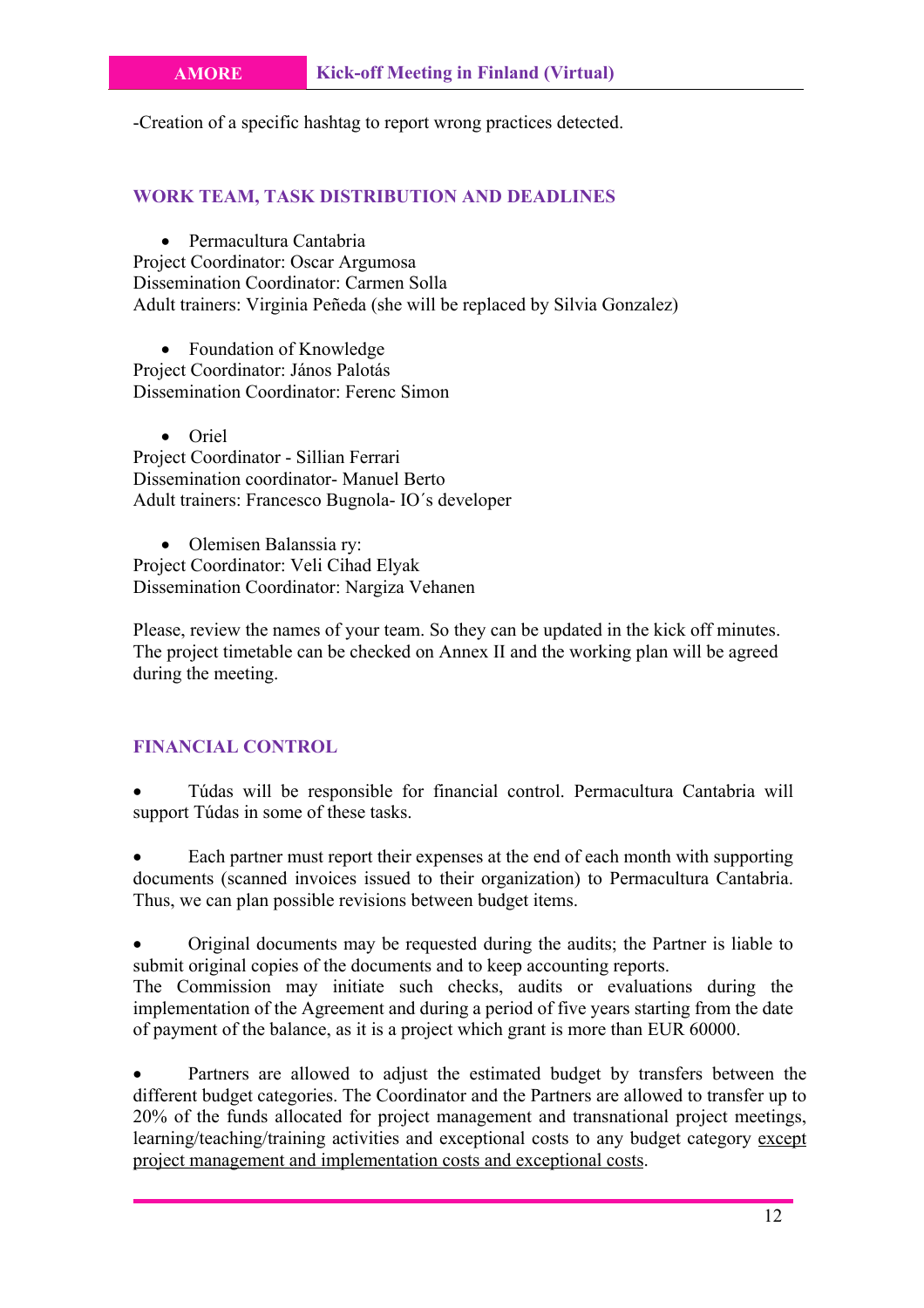-Creation of a specific hashtag to report wrong practices detected.

## WORK TEAM, TASK DISTRIBUTION AND DEADLINES

- Permacultura Cantabria

Project Coordinator: Oscar Argumosa
Dissemination Coordinator: Carmen Solla
Adult trainers: Virginia Peñeda (she will be replaced by Silvia Gonzalez)

- Foundation of Knowledge

Project Coordinator: János Palotás
Dissemination Coordinator: Ferenc Simon

- Oriel

Project Coordinator - Sillian Ferrari
Dissemination coordinator- Manuel Berto
Adult trainers: Francesco Bugnola- IO´s developer

- Olemisen Balanssia ry:

Project Coordinator: Veli Cihad Elyak
Dissemination Coordinator: Nargiza Vehanen

Please, review the names of your team. So they can be updated in the kick off minutes. The project timetable can be checked on Annex II and the working plan will be agreed during the meeting.

## FINANCIAL CONTROL

- Túdas will be responsible for financial control. Permacultura Cantabria will support Túdas in some of these tasks.

- Each partner must report their expenses at the end of each month with supporting documents (scanned invoices issued to their organization) to Permacultura Cantabria. Thus, we can plan possible revisions between budget items.

- Original documents may be requested during the audits; the Partner is liable to submit original copies of the documents and to keep accounting reports.
The Commission may initiate such checks, audits or evaluations during the implementation of the Agreement and during a period of five years starting from the date of payment of the balance, as it is a project which grant is more than EUR 60000.

- Partners are allowed to adjust the estimated budget by transfers between the different budget categories. The Coordinator and the Partners are allowed to transfer up to 20% of the funds allocated for project management and transnational project meetings, learning/teaching/training activities and exceptional costs to any budget category except project management and implementation costs and exceptional costs.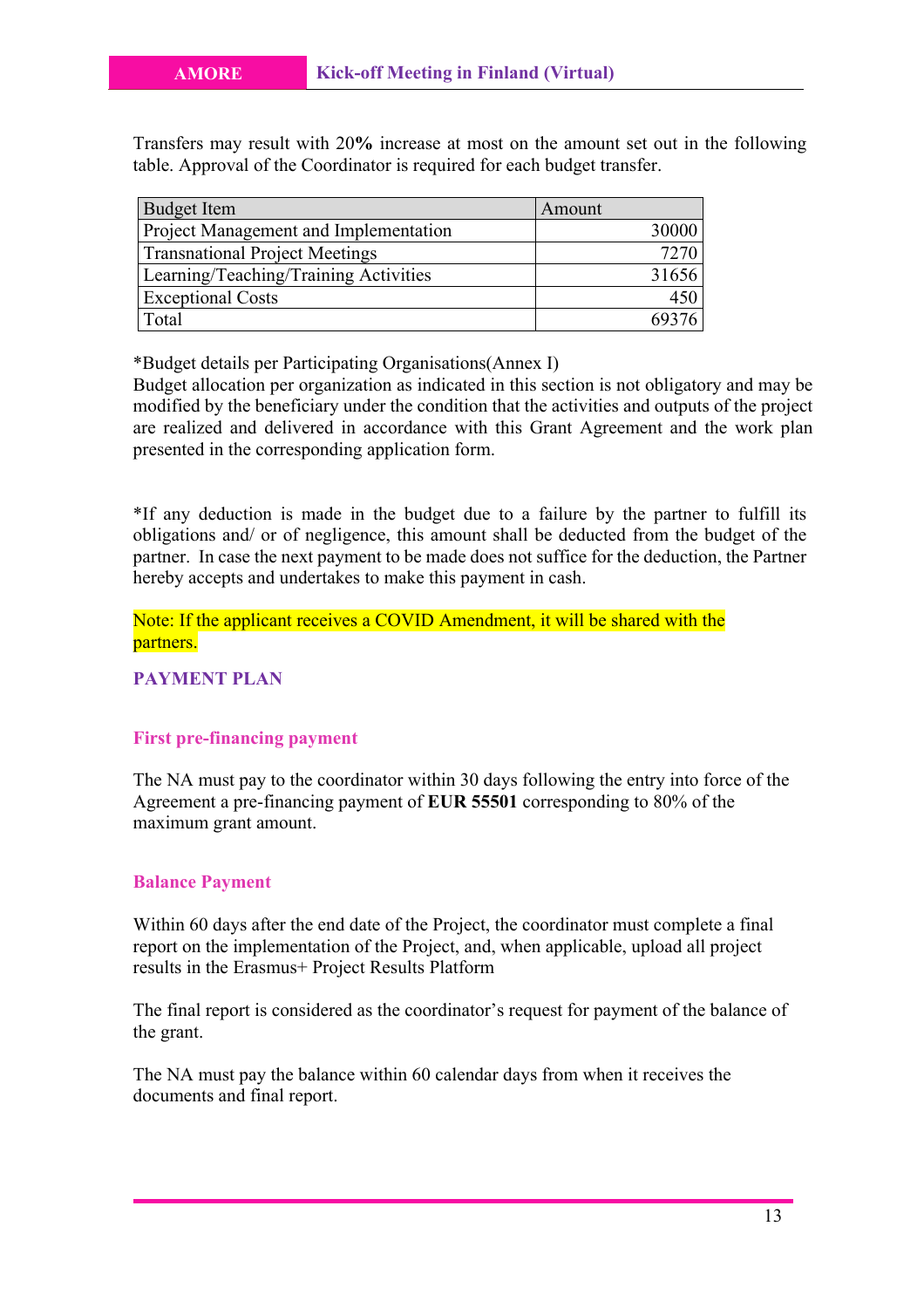Transfers may result with 20**%** increase at most on the amount set out in the following table. Approval of the Coordinator is required for each budget transfer.

| Budget Item | Amount |
|---|---|
| Project Management and Implementation | 30000 |
| Transnational Project Meetings | 7270 |
| Learning/Teaching/Training Activities | 31656 |
| Exceptional Costs | 450 |
| Total | 69376 |

*Budget details per Participating Organisations(Annex I)
Budget allocation per organization as indicated in this section is not obligatory and may be modified by the beneficiary under the condition that the activities and outputs of the project are realized and delivered in accordance with this Grant Agreement and the work plan presented in the corresponding application form.

*If any deduction is made in the budget due to a failure by the partner to fulfill its obligations and/ or of negligence, this amount shall be deducted from the budget of the partner. In case the next payment to be made does not suffice for the deduction, the Partner hereby accepts and undertakes to make this payment in cash.

Note: If the applicant receives a COVID Amendment, it will be shared with the partners.

## PAYMENT PLAN

### First pre-financing payment

The NA must pay to the coordinator within 30 days following the entry into force of the Agreement a pre-financing payment of **EUR 55501** corresponding to 80% of the maximum grant amount.

### Balance Payment

Within 60 days after the end date of the Project, the coordinator must complete a final report on the implementation of the Project, and, when applicable, upload all project results in the Erasmus+ Project Results Platform

The final report is considered as the coordinator's request for payment of the balance of the grant.

The NA must pay the balance within 60 calendar days from when it receives the documents and final report.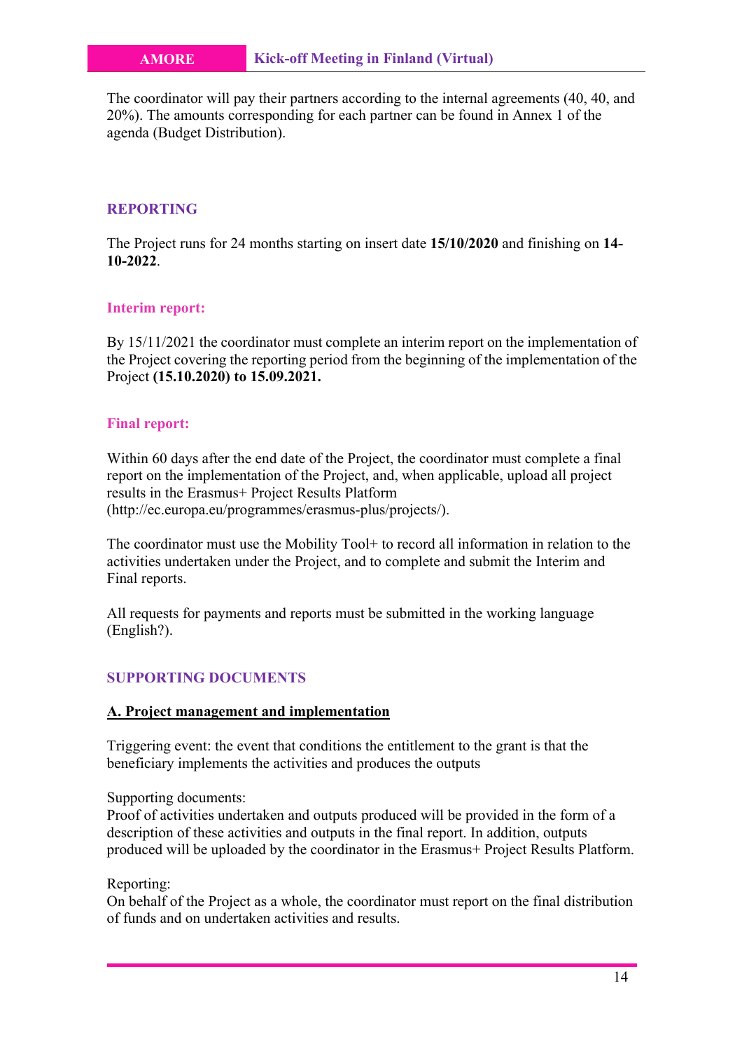The coordinator will pay their partners according to the internal agreements (40, 40, and 20%). The amounts corresponding for each partner can be found in Annex 1 of the agenda (Budget Distribution).

## REPORTING

The Project runs for 24 months starting on insert date **15/10/2020** and finishing on **14-10-2022**.

### Interim report:

By 15/11/2021 the coordinator must complete an interim report on the implementation of the Project covering the reporting period from the beginning of the implementation of the Project **(15.10.2020) to 15.09.2021.**

### Final report:

Within 60 days after the end date of the Project, the coordinator must complete a final report on the implementation of the Project, and, when applicable, upload all project results in the Erasmus+ Project Results Platform (http://ec.europa.eu/programmes/erasmus-plus/projects/).

The coordinator must use the Mobility Tool+ to record all information in relation to the activities undertaken under the Project, and to complete and submit the Interim and Final reports.

All requests for payments and reports must be submitted in the working language (English?).

## SUPPORTING DOCUMENTS

**A. Project management and implementation**

Triggering event: the event that conditions the entitlement to the grant is that the beneficiary implements the activities and produces the outputs

Supporting documents:
Proof of activities undertaken and outputs produced will be provided in the form of a description of these activities and outputs in the final report. In addition, outputs produced will be uploaded by the coordinator in the Erasmus+ Project Results Platform.

Reporting:
On behalf of the Project as a whole, the coordinator must report on the final distribution of funds and on undertaken activities and results.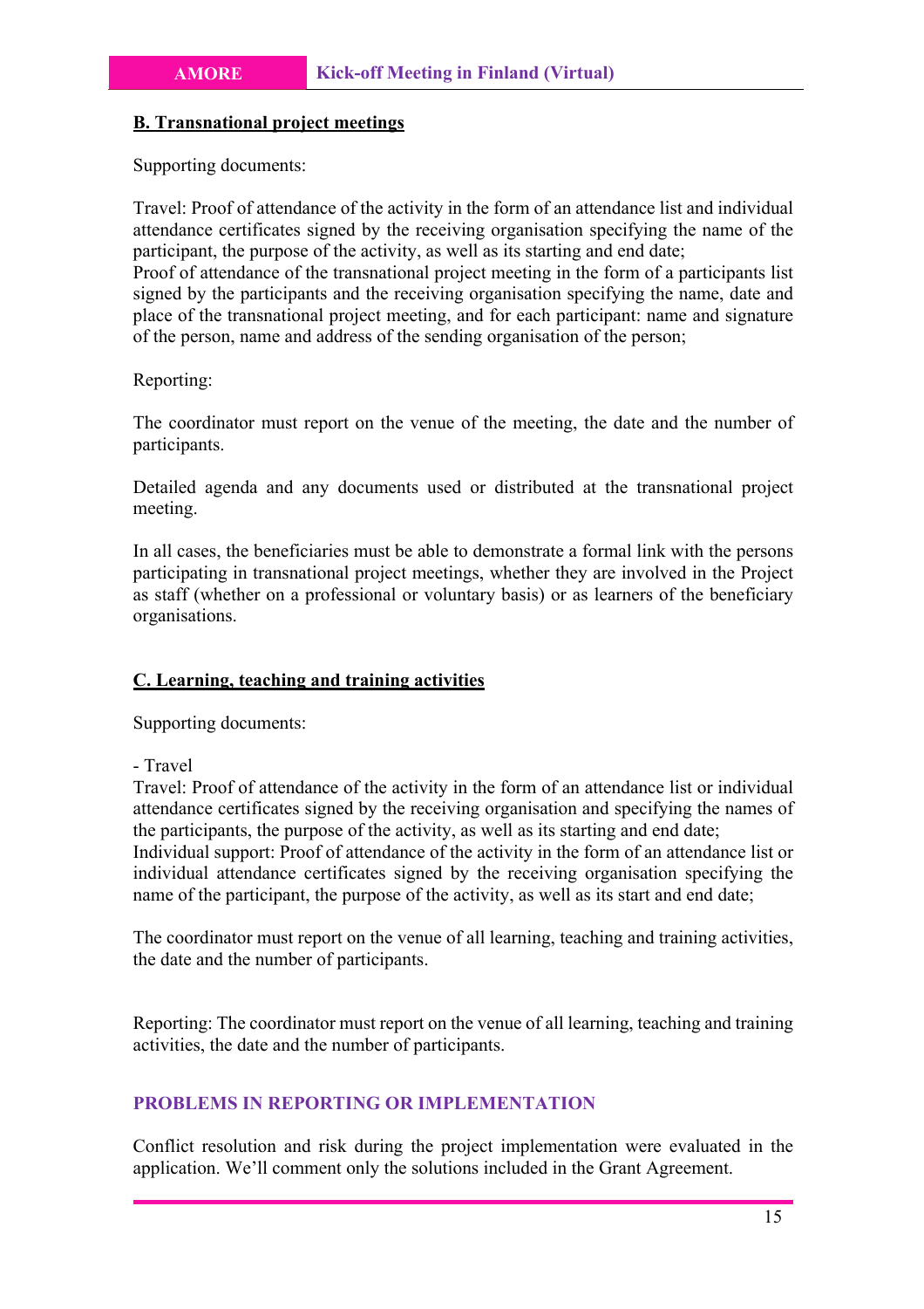**B. Transnational project meetings**

Supporting documents:

Travel: Proof of attendance of the activity in the form of an attendance list and individual attendance certificates signed by the receiving organisation specifying the name of the participant, the purpose of the activity, as well as its starting and end date;
Proof of attendance of the transnational project meeting in the form of a participants list signed by the participants and the receiving organisation specifying the name, date and place of the transnational project meeting, and for each participant: name and signature of the person, name and address of the sending organisation of the person;

Reporting:

The coordinator must report on the venue of the meeting, the date and the number of participants.

Detailed agenda and any documents used or distributed at the transnational project meeting.

In all cases, the beneficiaries must be able to demonstrate a formal link with the persons participating in transnational project meetings, whether they are involved in the Project as staff (whether on a professional or voluntary basis) or as learners of the beneficiary organisations.

**C. Learning, teaching and training activities**

Supporting documents:

- Travel

Travel: Proof of attendance of the activity in the form of an attendance list or individual attendance certificates signed by the receiving organisation and specifying the names of the participants, the purpose of the activity, as well as its starting and end date;
Individual support: Proof of attendance of the activity in the form of an attendance list or individual attendance certificates signed by the receiving organisation specifying the name of the participant, the purpose of the activity, as well as its start and end date;

The coordinator must report on the venue of all learning, teaching and training activities, the date and the number of participants.

Reporting: The coordinator must report on the venue of all learning, teaching and training activities, the date and the number of participants.

## PROBLEMS IN REPORTING OR IMPLEMENTATION

Conflict resolution and risk during the project implementation were evaluated in the application. We'll comment only the solutions included in the Grant Agreement.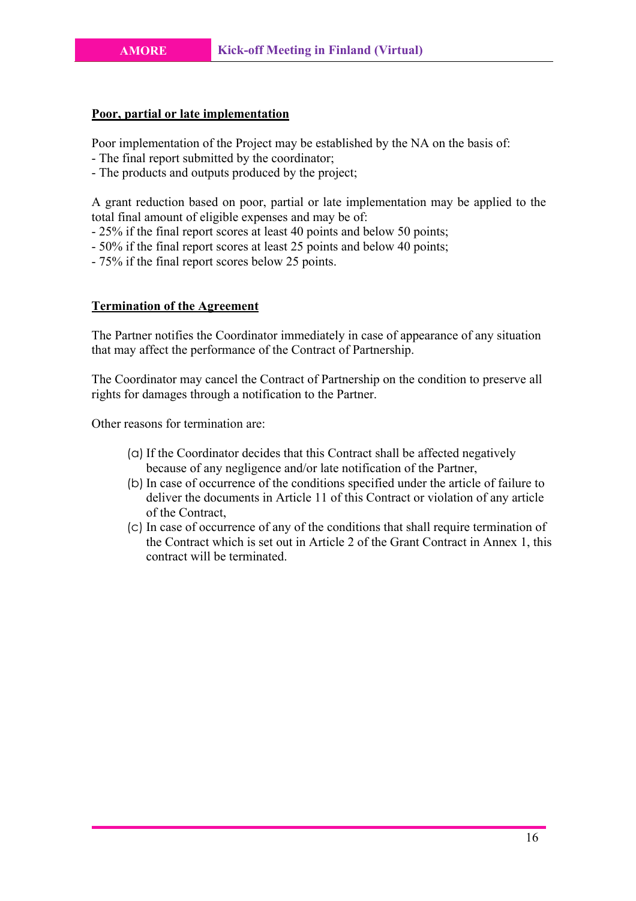**Poor, partial or late implementation**

Poor implementation of the Project may be established by the NA on the basis of:
- The final report submitted by the coordinator;
- The products and outputs produced by the project;

A grant reduction based on poor, partial or late implementation may be applied to the total final amount of eligible expenses and may be of:
- 25% if the final report scores at least 40 points and below 50 points;
- 50% if the final report scores at least 25 points and below 40 points;
- 75% if the final report scores below 25 points.

**Termination of the Agreement**

The Partner notifies the Coordinator immediately in case of appearance of any situation that may affect the performance of the Contract of Partnership.

The Coordinator may cancel the Contract of Partnership on the condition to preserve all rights for damages through a notification to the Partner.

Other reasons for termination are:

(a) If the Coordinator decides that this Contract shall be affected negatively because of any negligence and/or late notification of the Partner,
(b) In case of occurrence of the conditions specified under the article of failure to deliver the documents in Article 11 of this Contract or violation of any article of the Contract,
(c) In case of occurrence of any of the conditions that shall require termination of the Contract which is set out in Article 2 of the Grant Contract in Annex 1, this contract will be terminated.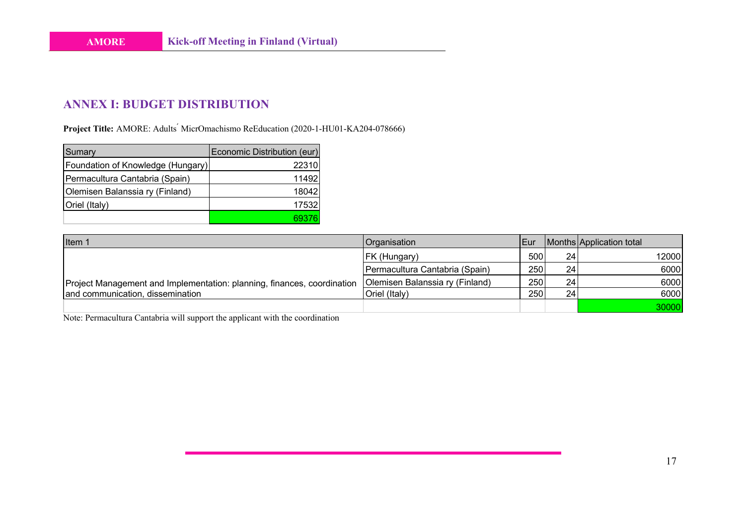## ANNEX I: BUDGET DISTRIBUTION

**Project Title:** AMORE: Adults´ MicrOmachismo ReEducation (2020-1-HU01-KA204-078666)

| Sumary | Economic Distribution (eur) |
|---|---|
| Foundation of Knowledge (Hungary) | 22310 |
| Permacultura Cantabria (Spain) | 11492 |
| Olemisen Balanssia ry (Finland) | 18042 |
| Oriel (Italy) | 17532 |
| | 69376 |

| Item 1 | Organisation | Eur | Months | Application total |
|---|---|---|---|---|
| Project Management and Implementation: planning, finances, coordination and communication, dissemination | FK (Hungary) | 500 | 24 | 12000 |
| | Permacultura Cantabria (Spain) | 250 | 24 | 6000 |
| | Olemisen Balanssia ry (Finland) | 250 | 24 | 6000 |
| | Oriel (Italy) | 250 | 24 | 6000 |
| | | | | 30000 |

Note: Permacultura Cantabria will support the applicant with the coordination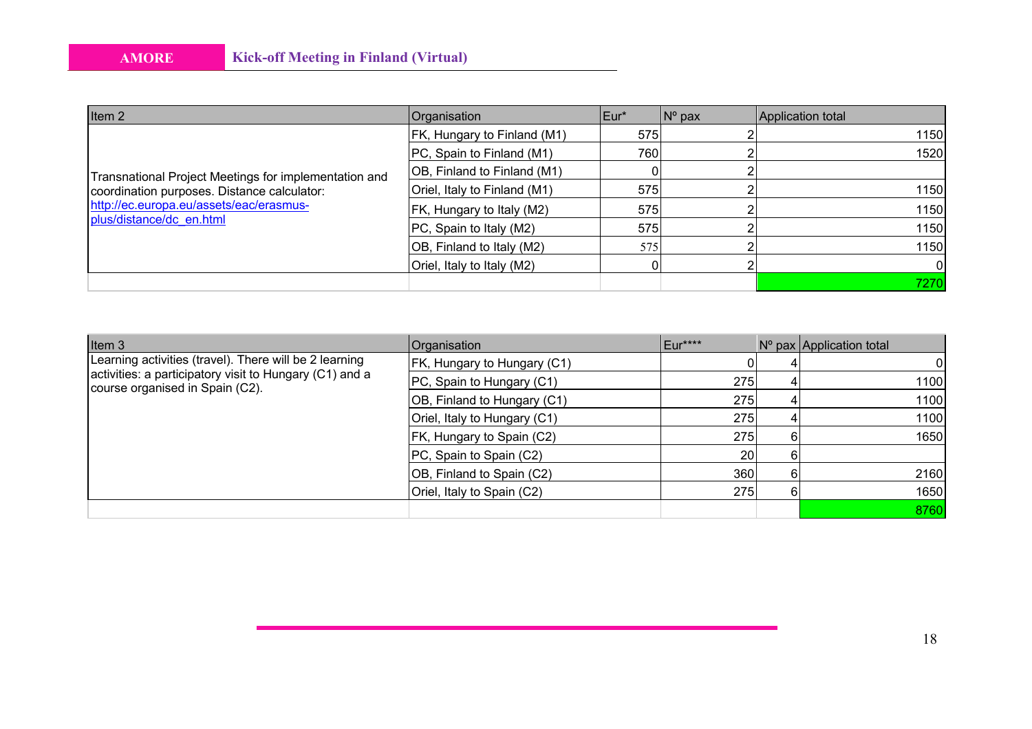| Item 2 | Organisation | Eur* | Nº pax | Application total |
|---|---|---|---|---|
| Transnational Project Meetings for implementation and coordination purposes. Distance calculator: http://ec.europa.eu/assets/eac/erasmus-plus/distance/dc_en.html | FK, Hungary to Finland (M1) | 575 | 2 | 1150 |
| | PC, Spain to Finland (M1) | 760 | 2 | 1520 |
| | OB, Finland to Finland (M1) | 0 | 2 | |
| | Oriel, Italy to Finland (M1) | 575 | 2 | 1150 |
| | FK, Hungary to Italy (M2) | 575 | 2 | 1150 |
| | PC, Spain to Italy (M2) | 575 | 2 | 1150 |
| | OB, Finland to Italy (M2) | 575 | 2 | 1150 |
| | Oriel, Italy to Italy (M2) | 0 | 2 | 0 |
| | | | | 7270 |

| Item 3 | Organisation | Eur**** | Nº pax | Application total |
|---|---|---|---|---|
| Learning activities (travel). There will be 2 learning activities: a participatory visit to Hungary (C1) and a course organised in Spain (C2). | FK, Hungary to Hungary (C1) | 0 | 4 | 0 |
| | PC, Spain to Hungary (C1) | 275 | 4 | 1100 |
| | OB, Finland to Hungary (C1) | 275 | 4 | 1100 |
| | Oriel, Italy to Hungary (C1) | 275 | 4 | 1100 |
| | FK, Hungary to Spain (C2) | 275 | 6 | 1650 |
| | PC, Spain to Spain (C2) | 20 | 6 | |
| | OB, Finland to Spain (C2) | 360 | 6 | 2160 |
| | Oriel, Italy to Spain (C2) | 275 | 6 | 1650 |
| | | | | 8760 |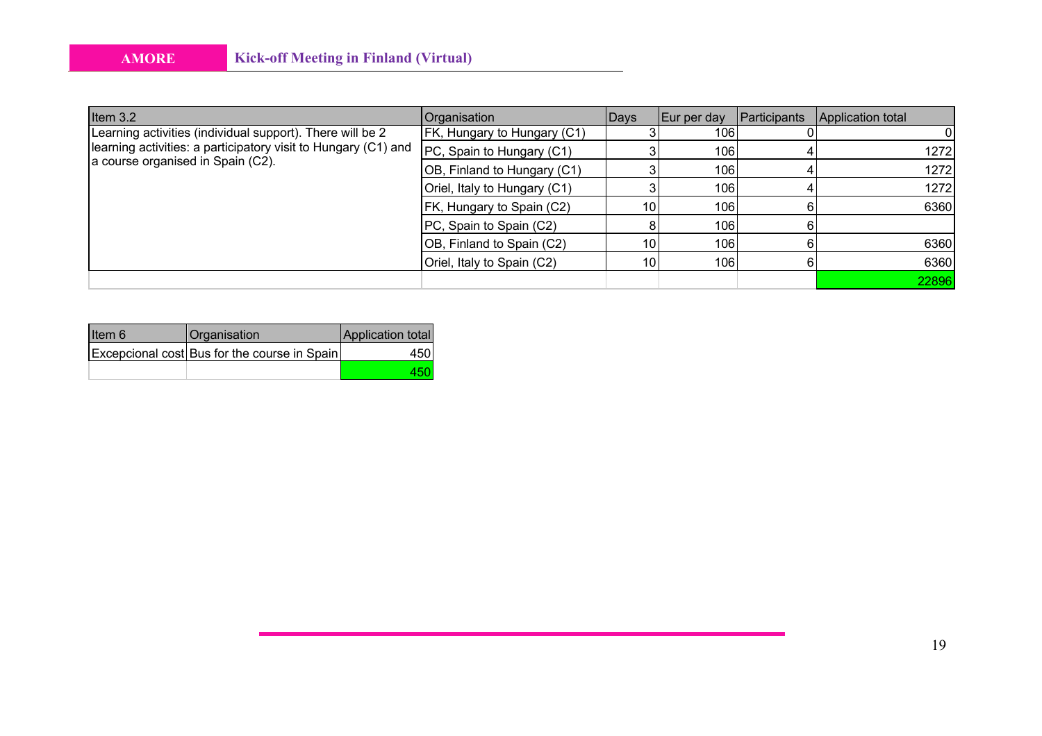| Item 3.2 | Organisation | Days | Eur per day | Participants | Application total |
|---|---|---|---|---|---|
| Learning activities (individual support). There will be 2 learning activities: a participatory visit to Hungary (C1) and a course organised in Spain (C2). | FK, Hungary to Hungary (C1) | 3 | 106 | 0 | 0 |
| | PC, Spain to Hungary (C1) | 3 | 106 | 4 | 1272 |
| | OB, Finland to Hungary (C1) | 3 | 106 | 4 | 1272 |
| | Oriel, Italy to Hungary (C1) | 3 | 106 | 4 | 1272 |
| | FK, Hungary to Spain (C2) | 10 | 106 | 6 | 6360 |
| | PC, Spain to Spain (C2) | 8 | 106 | 6 | |
| | OB, Finland to Spain (C2) | 10 | 106 | 6 | 6360 |
| | Oriel, Italy to Spain (C2) | 10 | 106 | 6 | 6360 |
| | | | | | 22896 |

| Item 6 | Organisation | Application total |
|---|---|---|
| Excepcional cost | Bus for the course in Spain | 450 |
| | | 450 |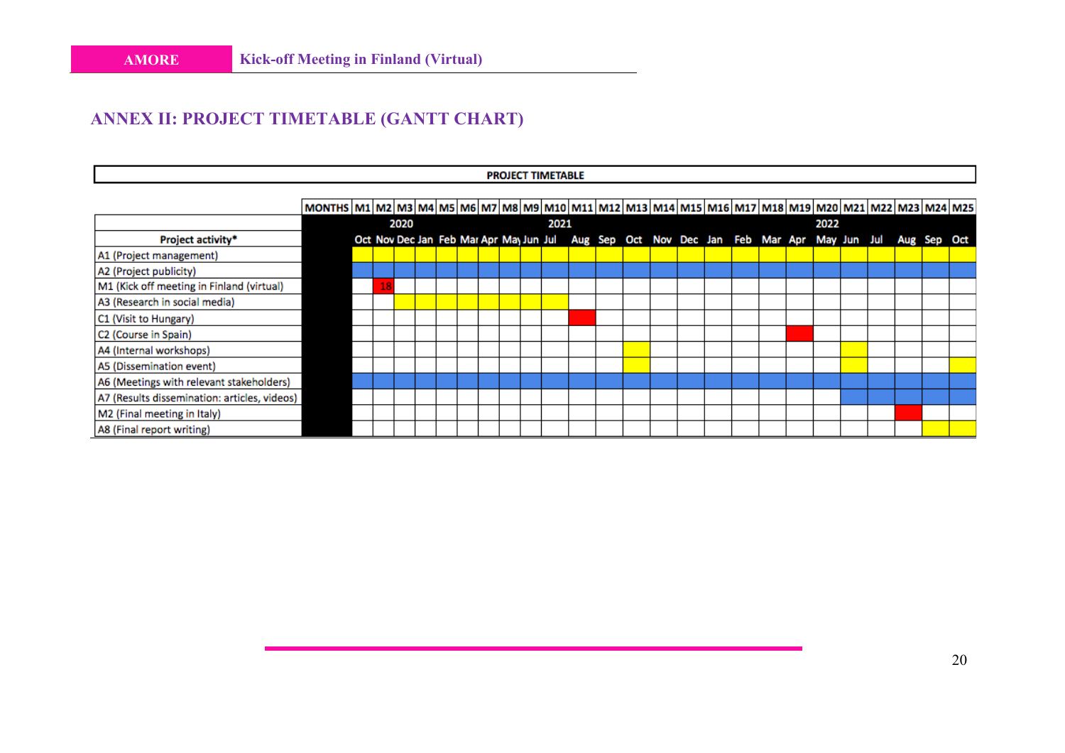## ANNEX II: PROJECT TIMETABLE (GANTT CHART)

**PROJECT TIMETABLE**

| MONTHS | M1 | M2 | M3 | M4 | M5 | M6 | M7 | M8 | M9 | M10 | M11 | M12 | M13 | M14 | M15 | M16 | M17 | M18 | M19 | M20 | M21 | M22 | M23 | M24 | M25 |
|---|---|---|---|---|---|---|---|---|---|---|---|---|---|---|---|---|---|---|---|---|---|---|---|---|---|
| | 2020 | | | 2021 | | | | | | | | | | | | 2022 | | | | | | | | | |
| **Project activity*** | Oct | Nov | Dec | Jan | Feb | Mar | Apr | May | Jun | Jul | Aug | Sep | Oct | Nov | Dec | Jan | Feb | Mar | Apr | May | Jun | Jul | Aug | Sep | Oct |
| A1 (Project management) | X | X | X | X | X | X | X | X | X | X | X | X | X | X | X | X | X | X | X | X | X | X | X | X | X |
| A2 (Project publicity) | X | X | X | X | X | X | X | X | X | X | X | X | X | X | X | X | X | X | X | X | X | X | X | X | X |
| M1 (Kick off meeting in Finland (virtual) | | 18 | | | | | | | | | | | | | | | | | | | | | | | |
| A3 (Research in social media) | | | X | X | X | X | X | X | X | X | | | | | | | | | | | | | | | |
| C1 (Visit to Hungary) | | | | | | | | | | | X | | | | | | | | | | | | | | |
| C2 (Course in Spain) | | | | | | | | | | | | | | | | | | | X | | | | | | |
| A4 (Internal workshops) | | | | | | | | | | | | | X | | | | | | | | X | | | | |
| A5 (Dissemination event) | | | | | | | | | | | | | X | | | | | | | | X | | | | X |
| A6 (Meetings with relevant stakeholders) | X | X | X | X | X | X | X | X | X | X | X | X | X | X | X | X | X | X | X | X | X | X | X | X | X |
| A7 (Results dissemination: articles, videos) | | | | | | | | | | | | | | | | | | | | | X | X | X | X | X |
| M2 (Final meeting in Italy) | | | | | | | | | | | | | | | | | | | | | | | X | | |
| A8 (Final report writing) | | | | | | | | | | | | | | | | | | | | | | | | X | X |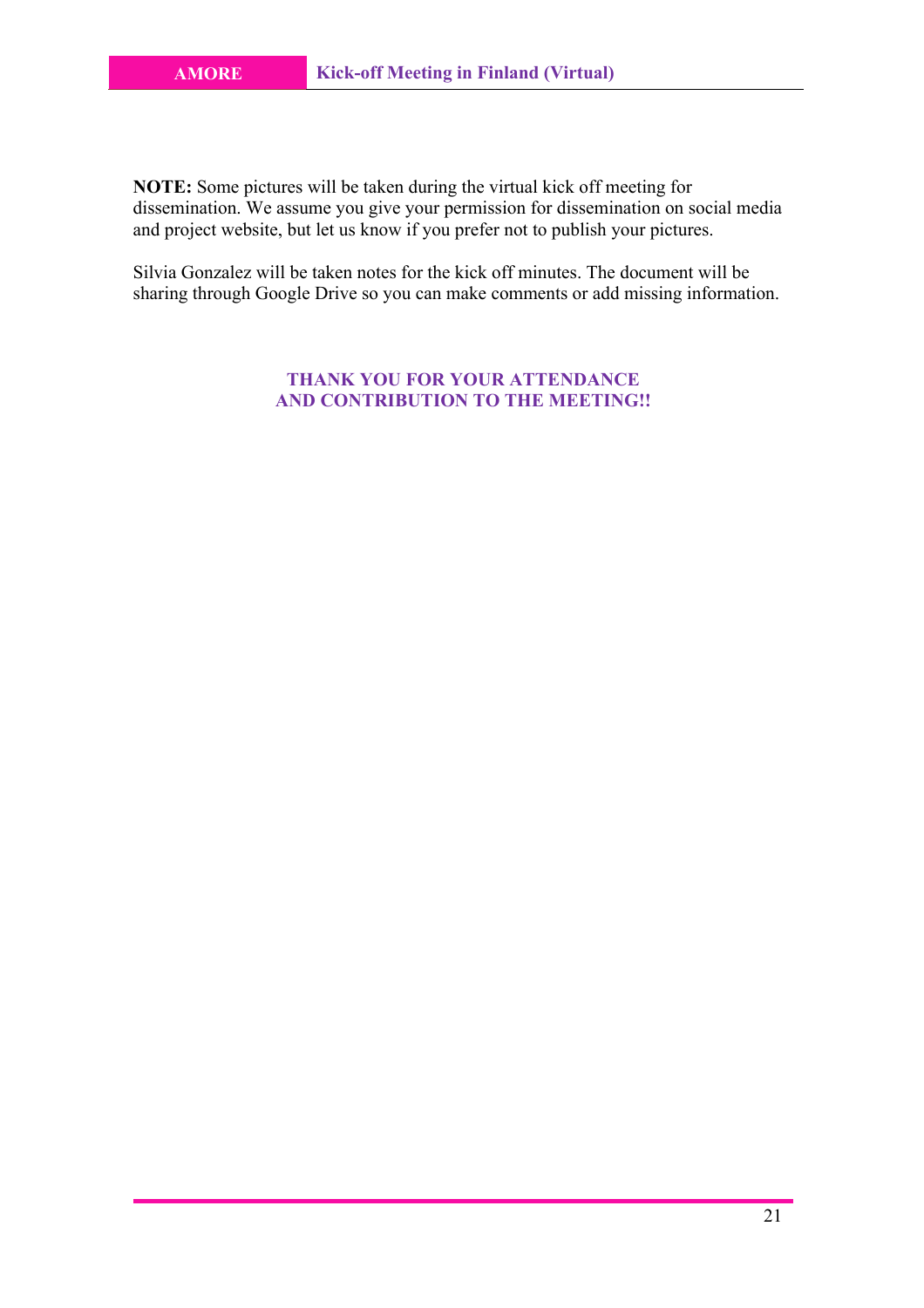**NOTE:** Some pictures will be taken during the virtual kick off meeting for dissemination. We assume you give your permission for dissemination on social media and project website, but let us know if you prefer not to publish your pictures.

Silvia Gonzalez will be taken notes for the kick off minutes. The document will be sharing through Google Drive so you can make comments or add missing information.

**THANK YOU FOR YOUR ATTENDANCE**
**AND CONTRIBUTION TO THE MEETING!!**